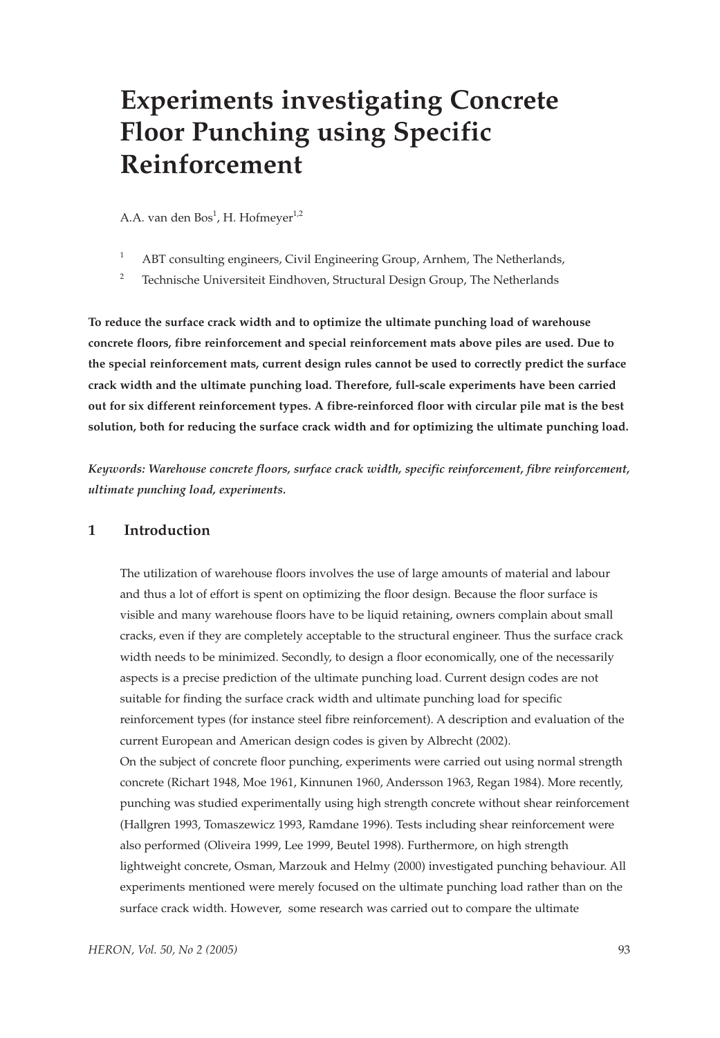# Experiments investigating Concrete Floor Punching using Specific Reinforcement

A.A. van den Bos[1], H. Hofmeyer[1,2]

[1] ABT consulting engineers, Civil Engineering Group, Arnhem, The Netherlands,

[2] Technische Universiteit Eindhoven, Structural Design Group, The Netherlands

**To reduce the surface crack width and to optimize the ultimate punching load of warehouse concrete floors, fibre reinforcement and special reinforcement mats above piles are used. Due to the special reinforcement mats, current design rules cannot be used to correctly predict the surface crack width and the ultimate punching load. Therefore, full-scale experiments have been carried out for six different reinforcement types. A fibre-reinforced floor with circular pile mat is the best solution, both for reducing the surface crack width and for optimizing the ultimate punching load.**

***Keywords: Warehouse concrete floors, surface crack width, specific reinforcement, fibre reinforcement, ultimate punching load, experiments.***

## 1 Introduction

The utilization of warehouse floors involves the use of large amounts of material and labour and thus a lot of effort is spent on optimizing the floor design. Because the floor surface is visible and many warehouse floors have to be liquid retaining, owners complain about small cracks, even if they are completely acceptable to the structural engineer. Thus the surface crack width needs to be minimized. Secondly, to design a floor economically, one of the necessarily aspects is a precise prediction of the ultimate punching load. Current design codes are not suitable for finding the surface crack width and ultimate punching load for specific reinforcement types (for instance steel fibre reinforcement). A description and evaluation of the current European and American design codes is given by Albrecht (2002).

On the subject of concrete floor punching, experiments were carried out using normal strength concrete (Richart 1948, Moe 1961, Kinnunen 1960, Andersson 1963, Regan 1984). More recently, punching was studied experimentally using high strength concrete without shear reinforcement (Hallgren 1993, Tomaszewicz 1993, Ramdane 1996). Tests including shear reinforcement were also performed (Oliveira 1999, Lee 1999, Beutel 1998). Furthermore, on high strength lightweight concrete, Osman, Marzouk and Helmy (2000) investigated punching behaviour. All experiments mentioned were merely focused on the ultimate punching load rather than on the surface crack width. However, some research was carried out to compare the ultimate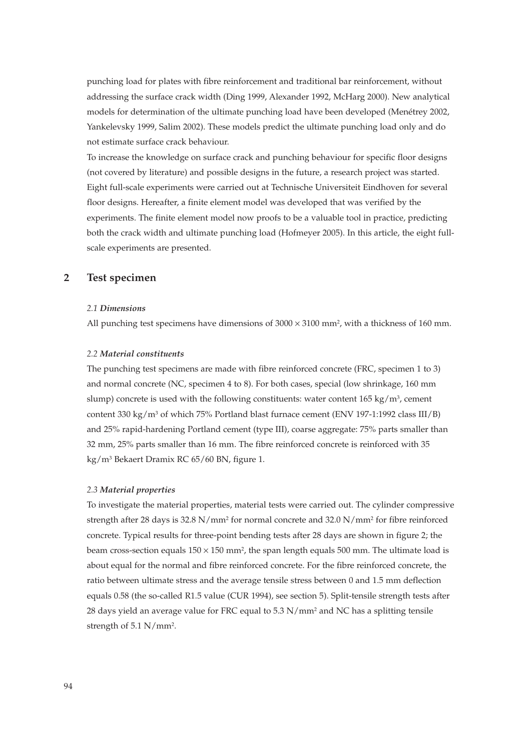punching load for plates with fibre reinforcement and traditional bar reinforcement, without addressing the surface crack width (Ding 1999, Alexander 1992, McHarg 2000). New analytical models for determination of the ultimate punching load have been developed (Menétrey 2002, Yankelevsky 1999, Salim 2002). These models predict the ultimate punching load only and do not estimate surface crack behaviour.

To increase the knowledge on surface crack and punching behaviour for specific floor designs (not covered by literature) and possible designs in the future, a research project was started. Eight full-scale experiments were carried out at Technische Universiteit Eindhoven for several floor designs. Hereafter, a finite element model was developed that was verified by the experiments. The finite element model now proofs to be a valuable tool in practice, predicting both the crack width and ultimate punching load (Hofmeyer 2005). In this article, the eight full-scale experiments are presented.

## 2 Test specimen

### *2.1* ***Dimensions***

All punching test specimens have dimensions of $3000 \times 3100$ mm$^2$, with a thickness of 160 mm.

### *2.2* ***Material constituents***

The punching test specimens are made with fibre reinforced concrete (FRC, specimen 1 to 3) and normal concrete (NC, specimen 4 to 8). For both cases, special (low shrinkage, 160 mm slump) concrete is used with the following constituents: water content 165 kg/m$^3$, cement content 330 kg/m$^3$ of which 75% Portland blast furnace cement (ENV 197-1:1992 class III/B) and 25% rapid-hardening Portland cement (type III), coarse aggregate: 75% parts smaller than 32 mm, 25% parts smaller than 16 mm. The fibre reinforced concrete is reinforced with 35 kg/m$^3$ Bekaert Dramix RC 65/60 BN, figure 1.

### *2.3* ***Material properties***

To investigate the material properties, material tests were carried out. The cylinder compressive strength after 28 days is 32.8 N/mm$^2$ for normal concrete and 32.0 N/mm$^2$ for fibre reinforced concrete. Typical results for three-point bending tests after 28 days are shown in figure 2; the beam cross-section equals $150 \times 150$ mm$^2$, the span length equals 500 mm. The ultimate load is about equal for the normal and fibre reinforced concrete. For the fibre reinforced concrete, the ratio between ultimate stress and the average tensile stress between 0 and 1.5 mm deflection equals 0.58 (the so-called R1.5 value (CUR 1994), see section 5). Split-tensile strength tests after 28 days yield an average value for FRC equal to 5.3 N/mm$^2$ and NC has a splitting tensile strength of 5.1 N/mm$^2$.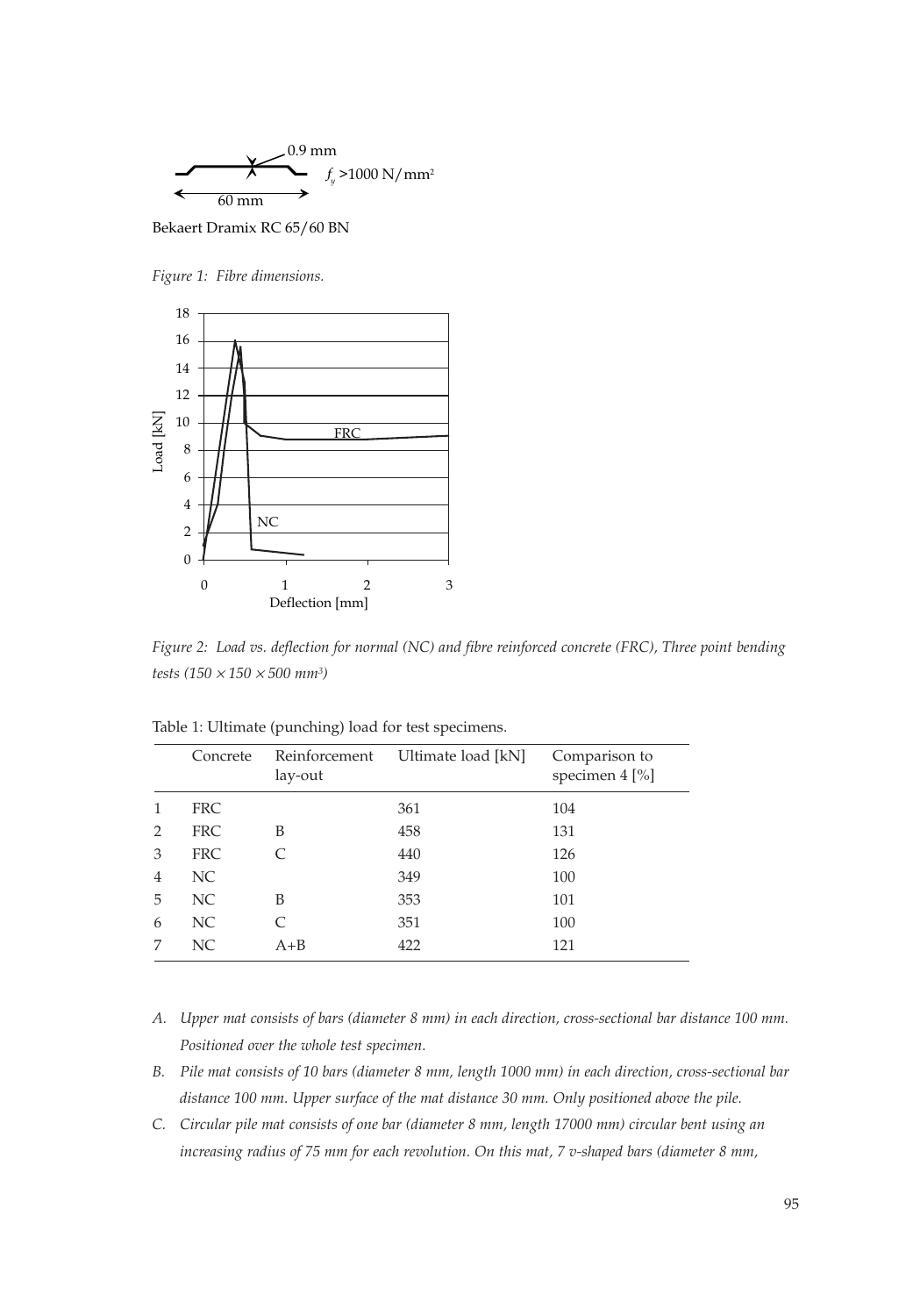0.9 mm

$f_y$ >1000 N/mm²

60 mm

Bekaert Dramix RC 65/60 BN

*Figure 1: Fibre dimensions.*

18
16
14
12
10
8
6
4
2
0

Load [kN]

FRC

NC

0
1
2
3

Deflection [mm]

*Figure 2: Load vs. deflection for normal (NC) and fibre reinforced concrete (FRC), Three point bending tests (150 × 150 × 500 mm³)*

Table 1: Ultimate (punching) load for test specimens.

| | Concrete | Reinforcement lay-out | Ultimate load [kN] | Comparison to specimen 4 [%] |
|---|---|---|---|---|
| 1 | FRC | | 361 | 104 |
| 2 | FRC | B | 458 | 131 |
| 3 | FRC | C | 440 | 126 |
| 4 | NC | | 349 | 100 |
| 5 | NC | B | 353 | 101 |
| 6 | NC | C | 351 | 100 |
| 7 | NC | A+B | 422 | 121 |

*A. Upper mat consists of bars (diameter 8 mm) in each direction, cross-sectional bar distance 100 mm. Positioned over the whole test specimen.*

*B. Pile mat consists of 10 bars (diameter 8 mm, length 1000 mm) in each direction, cross-sectional bar distance 100 mm. Upper surface of the mat distance 30 mm. Only positioned above the pile.*

*C. Circular pile mat consists of one bar (diameter 8 mm, length 17000 mm) circular bent using an increasing radius of 75 mm for each revolution. On this mat, 7 v-shaped bars (diameter 8 mm,*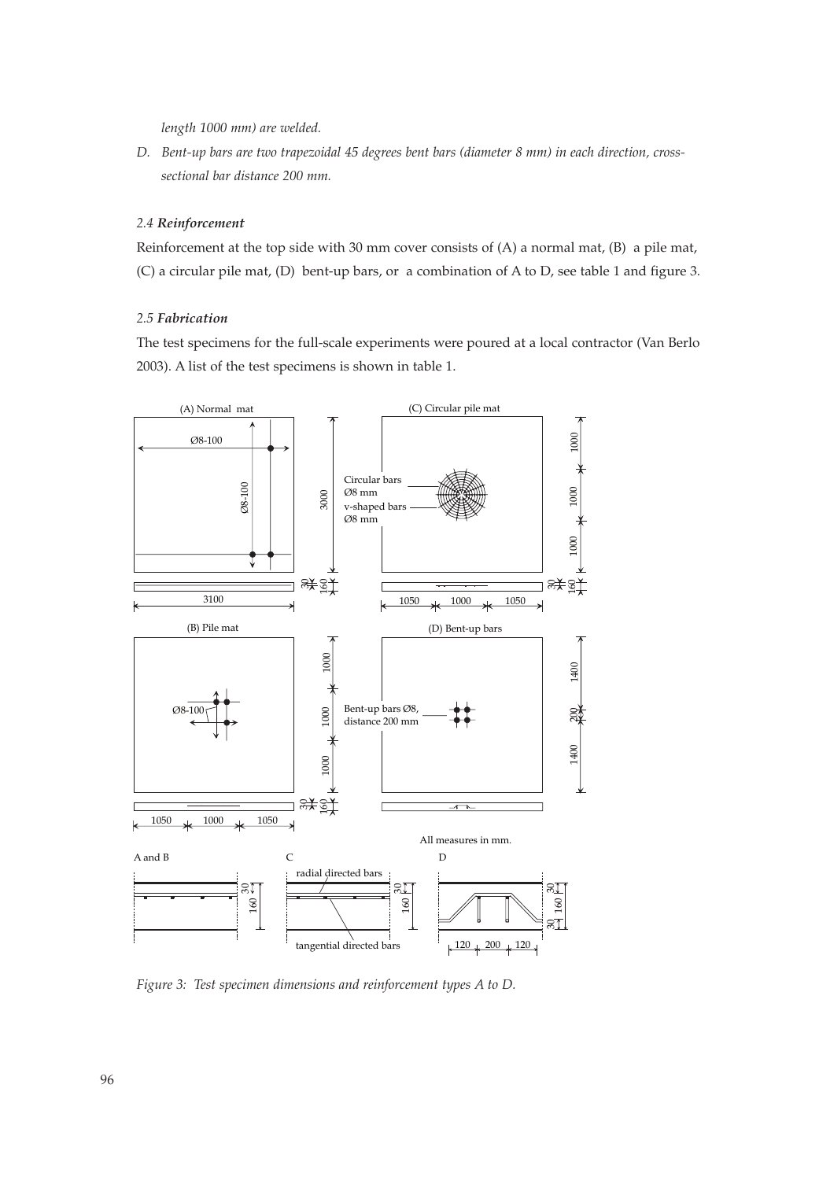*length 1000 mm) are welded.*

*D. Bent-up bars are two trapezoidal 45 degrees bent bars (diameter 8 mm) in each direction, cross-sectional bar distance 200 mm.*

### 2.4 *Reinforcement*

Reinforcement at the top side with 30 mm cover consists of (A) a normal mat, (B) a pile mat, (C) a circular pile mat, (D) bent-up bars, or a combination of A to D, see table 1 and figure 3.

### 2.5 *Fabrication*

The test specimens for the full-scale experiments were poured at a local contractor (Van Berlo 2003). A list of the test specimens is shown in table 1.

(A) Normal mat

Ø8-100

Ø8-100

3000

30

160

3100

(C) Circular pile mat

Circular bars
Ø8 mm

v-shaped bars
Ø8 mm

1000

1000

1000

30

160

1050

1000

1050

(B) Pile mat

Ø8-100

1000

1000

1000

30

160

1050

1000

1050

(D) Bent-up bars

Bent-up bars Ø8,
distance 200 mm

1400

200

1400

All measures in mm.

A and B

30

160

C

radial directed bars

tangential directed bars

30

160

D

30

160

30

120

200

120

*Figure 3: Test specimen dimensions and reinforcement types A to D.*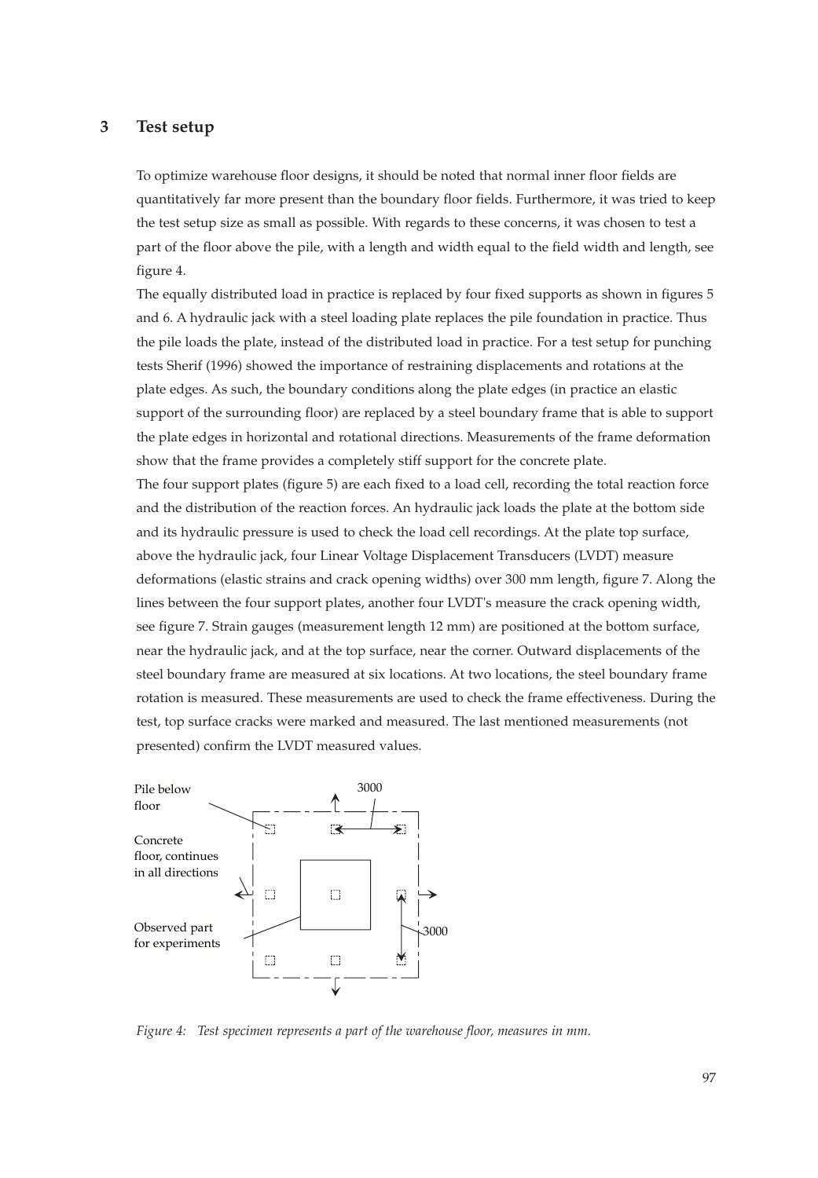## 3 Test setup

To optimize warehouse floor designs, it should be noted that normal inner floor fields are quantitatively far more present than the boundary floor fields. Furthermore, it was tried to keep the test setup size as small as possible. With regards to these concerns, it was chosen to test a part of the floor above the pile, with a length and width equal to the field width and length, see figure 4.

The equally distributed load in practice is replaced by four fixed supports as shown in figures 5 and 6. A hydraulic jack with a steel loading plate replaces the pile foundation in practice. Thus the pile loads the plate, instead of the distributed load in practice. For a test setup for punching tests Sherif (1996) showed the importance of restraining displacements and rotations at the plate edges. As such, the boundary conditions along the plate edges (in practice an elastic support of the surrounding floor) are replaced by a steel boundary frame that is able to support the plate edges in horizontal and rotational directions. Measurements of the frame deformation show that the frame provides a completely stiff support for the concrete plate.

The four support plates (figure 5) are each fixed to a load cell, recording the total reaction force and the distribution of the reaction forces. An hydraulic jack loads the plate at the bottom side and its hydraulic pressure is used to check the load cell recordings. At the plate top surface, above the hydraulic jack, four Linear Voltage Displacement Transducers (LVDT) measure deformations (elastic strains and crack opening widths) over 300 mm length, figure 7. Along the lines between the four support plates, another four LVDT's measure the crack opening width, see figure 7. Strain gauges (measurement length 12 mm) are positioned at the bottom surface, near the hydraulic jack, and at the top surface, near the corner. Outward displacements of the steel boundary frame are measured at six locations. At two locations, the steel boundary frame rotation is measured. These measurements are used to check the frame effectiveness. During the test, top surface cracks were marked and measured. The last mentioned measurements (not presented) confirm the LVDT measured values.

Pile below floor

Concrete floor, continues in all directions

Observed part for experiments

3000

3000

*Figure 4: Test specimen represents a part of the warehouse floor, measures in mm.*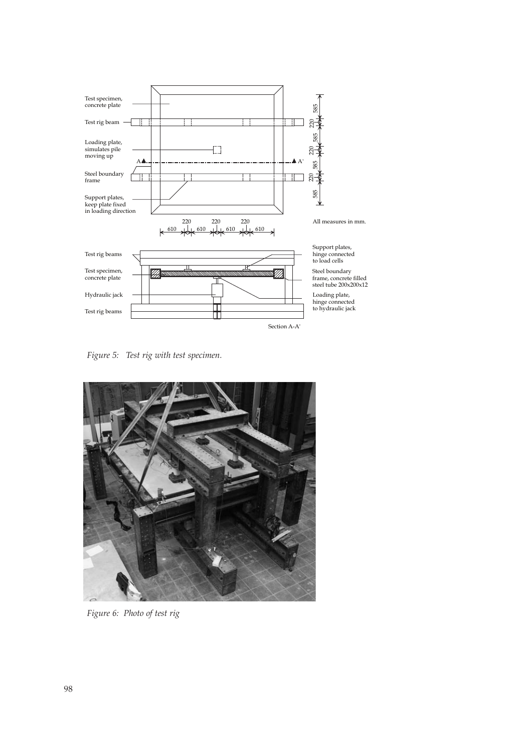Test specimen, concrete plate

Test rig beam

Loading plate, simulates pile moving up

A A'

Steel boundary frame

Support plates, keep plate fixed in loading direction

585
220
585
220
585
220
585

220 220 220
610 610 610 610

All measures in mm.

Test rig beams

Test specimen, concrete plate

Hydraulic jack

Test rig beams

Support plates, hinge connected to load cells

Steel boundary frame, concrete filled steel tube 200x200x12

Loading plate, hinge connected to hydraulic jack

Section A-A'

*Figure 5: Test rig with test specimen.*

*Figure 6: Photo of test rig*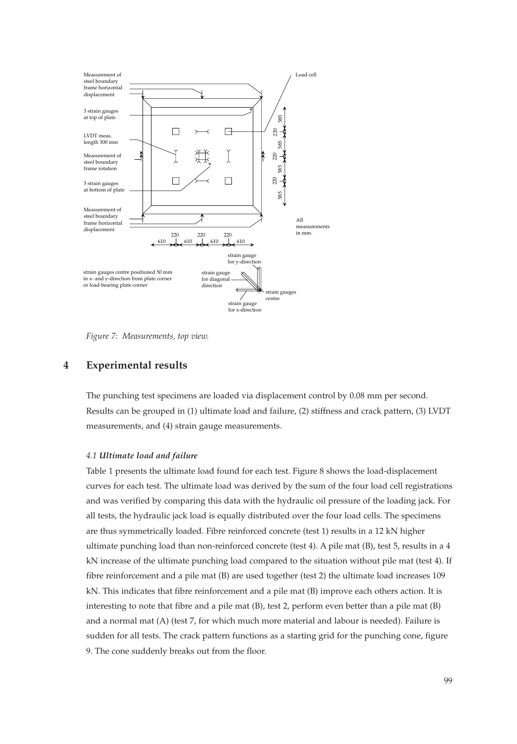Measurement of steel boundary frame horizontal displacement

3 strain gauges at top of plate

LVDT meas. length 300 mm

Measurement of steel boundary frame rotation

3 strain gauges at bottom of plate

Measurement of steel boundary frame horizontal displacement

Load cell

585
220
585
220
585
220
585

All measurements in mm.

220 220 220
610 610 610 610

strain gauges centre positioned 50 mm in x- and y-direction from plate corner or load bearing plate corner

strain gauge for y-direction

strain gauge for diagonal direction

strain gauges centre

strain gauge for x-direction

*Figure 7: Measurements, top view.*

## 4 Experimental results

The punching test specimens are loaded via displacement control by 0.08 mm per second. Results can be grouped in (1) ultimate load and failure, (2) stiffness and crack pattern, (3) LVDT measurements, and (4) strain gauge measurements.

### *4.1* ***Ultimate load and failure***

Table 1 presents the ultimate load found for each test. Figure 8 shows the load-displacement curves for each test. The ultimate load was derived by the sum of the four load cell registrations and was verified by comparing this data with the hydraulic oil pressure of the loading jack. For all tests, the hydraulic jack load is equally distributed over the four load cells. The specimens are thus symmetrically loaded. Fibre reinforced concrete (test 1) results in a 12 kN higher ultimate punching load than non-reinforced concrete (test 4). A pile mat (B), test 5, results in a 4 kN increase of the ultimate punching load compared to the situation without pile mat (test 4). If fibre reinforcement and a pile mat (B) are used together (test 2) the ultimate load increases 109 kN. This indicates that fibre reinforcement and a pile mat (B) improve each others action. It is interesting to note that fibre and a pile mat (B), test 2, perform even better than a pile mat (B) and a normal mat (A) (test 7, for which much more material and labour is needed). Failure is sudden for all tests. The crack pattern functions as a starting grid for the punching cone, figure 9. The cone suddenly breaks out from the floor.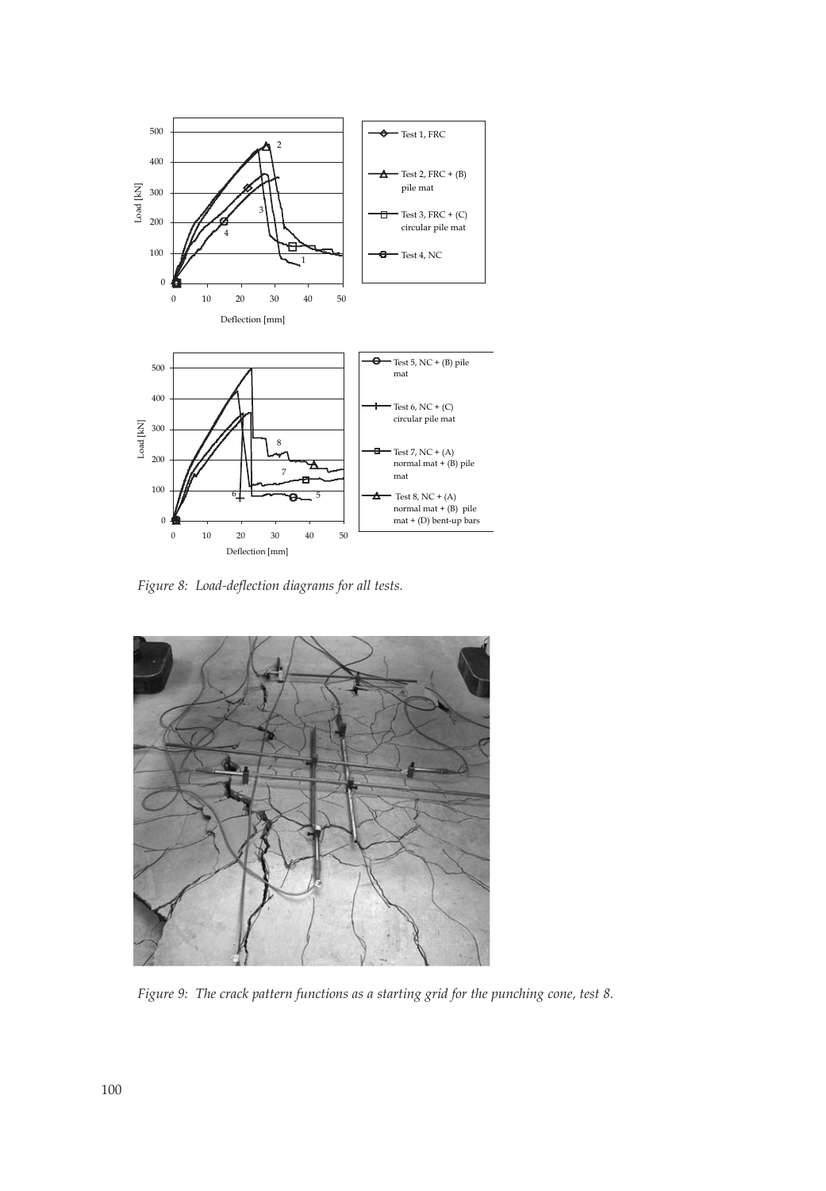500
400
300
200
100
0
Load [kN]
0 10 20 30 40 50
Deflection [mm]
2
3
4
1

Test 1, FRC
Test 2, FRC + (B) pile mat
Test 3, FRC + (C) circular pile mat
Test 4, NC

500
400
300
200
100
0
Load [kN]
0 10 20 30 40 50
Deflection [mm]
8
7
6
5

Test 5, NC + (B) pile mat
Test 6, NC + (C) circular pile mat
Test 7, NC + (A) normal mat + (B) pile mat
Test 8, NC + (A) normal mat + (B) pile mat + (D) bent-up bars

*Figure 8: Load-deflection diagrams for all tests.*

*Figure 9: The crack pattern functions as a starting grid for the punching cone, test 8.*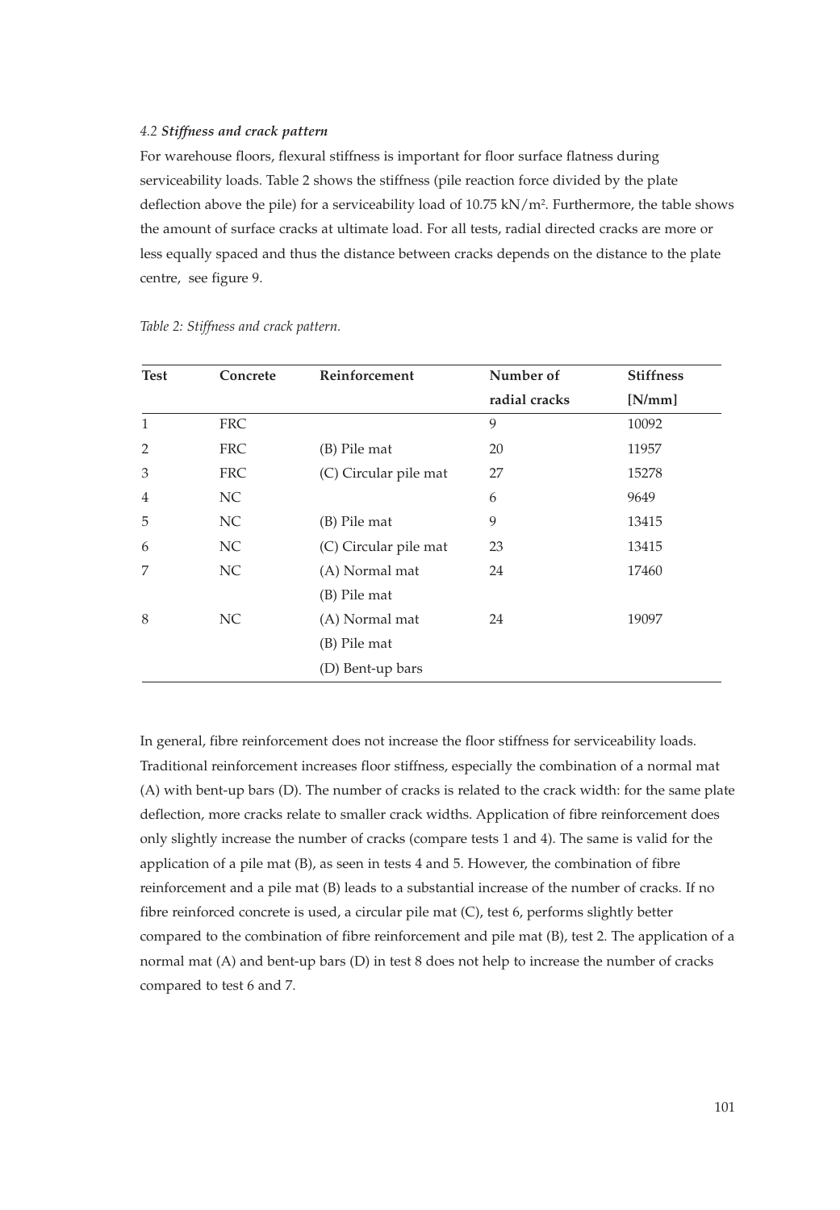#### 4.2 ***Stiffness and crack pattern***

For warehouse floors, flexural stiffness is important for floor surface flatness during serviceability loads. Table 2 shows the stiffness (pile reaction force divided by the plate deflection above the pile) for a serviceability load of 10.75 kN/m². Furthermore, the table shows the amount of surface cracks at ultimate load. For all tests, radial directed cracks are more or less equally spaced and thus the distance between cracks depends on the distance to the plate centre, see figure 9.

*Table 2: Stiffness and crack pattern.*

| Test | Concrete | Reinforcement | Number of radial cracks | Stiffness [N/mm] |
|---|---|---|---|---|
| 1 | FRC | | 9 | 10092 |
| 2 | FRC | (B) Pile mat | 20 | 11957 |
| 3 | FRC | (C) Circular pile mat | 27 | 15278 |
| 4 | NC | | 6 | 9649 |
| 5 | NC | (B) Pile mat | 9 | 13415 |
| 6 | NC | (C) Circular pile mat | 23 | 13415 |
| 7 | NC | (A) Normal mat<br>(B) Pile mat | 24 | 17460 |
| 8 | NC | (A) Normal mat<br>(B) Pile mat<br>(D) Bent-up bars | 24 | 19097 |

In general, fibre reinforcement does not increase the floor stiffness for serviceability loads. Traditional reinforcement increases floor stiffness, especially the combination of a normal mat (A) with bent-up bars (D). The number of cracks is related to the crack width: for the same plate deflection, more cracks relate to smaller crack widths. Application of fibre reinforcement does only slightly increase the number of cracks (compare tests 1 and 4). The same is valid for the application of a pile mat (B), as seen in tests 4 and 5. However, the combination of fibre reinforcement and a pile mat (B) leads to a substantial increase of the number of cracks. If no fibre reinforced concrete is used, a circular pile mat (C), test 6, performs slightly better compared to the combination of fibre reinforcement and pile mat (B), test 2. The application of a normal mat (A) and bent-up bars (D) in test 8 does not help to increase the number of cracks compared to test 6 and 7.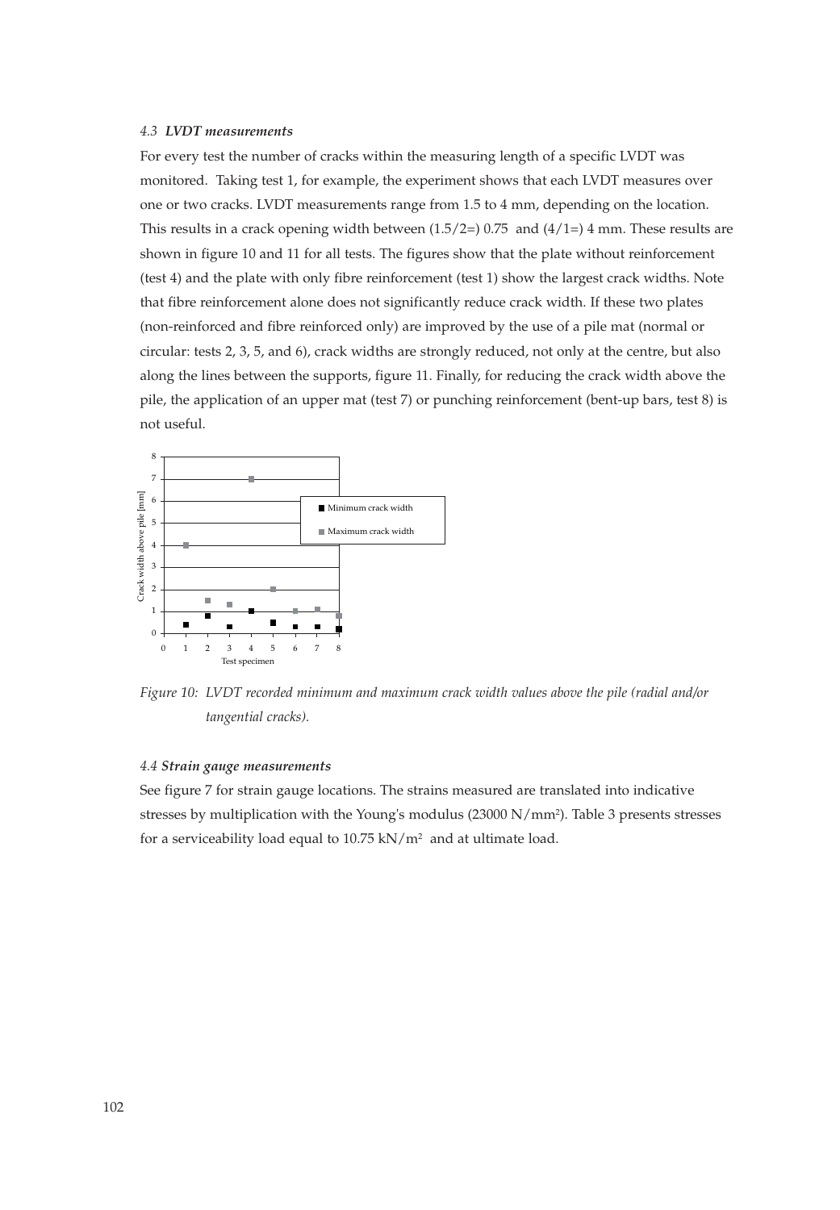### 4.3 *LVDT measurements*

For every test the number of cracks within the measuring length of a specific LVDT was monitored. Taking test 1, for example, the experiment shows that each LVDT measures over one or two cracks. LVDT measurements range from 1.5 to 4 mm, depending on the location. This results in a crack opening width between (1.5/2=) 0.75 and (4/1=) 4 mm. These results are shown in figure 10 and 11 for all tests. The figures show that the plate without reinforcement (test 4) and the plate with only fibre reinforcement (test 1) show the largest crack widths. Note that fibre reinforcement alone does not significantly reduce crack width. If these two plates (non-reinforced and fibre reinforced only) are improved by the use of a pile mat (normal or circular: tests 2, 3, 5, and 6), crack widths are strongly reduced, not only at the centre, but also along the lines between the supports, figure 11. Finally, for reducing the crack width above the pile, the application of an upper mat (test 7) or punching reinforcement (bent-up bars, test 8) is not useful.

Crack width above pile [mm]

8
7
6
5
4
3
2
1
0

0 1 2 3 4 5 6 7 8

Test specimen

Minimum crack width

Maximum crack width

*Figure 10: LVDT recorded minimum and maximum crack width values above the pile (radial and/or tangential cracks).*

### 4.4 *Strain gauge measurements*

See figure 7 for strain gauge locations. The strains measured are translated into indicative stresses by multiplication with the Young's modulus (23000 N/mm²). Table 3 presents stresses for a serviceability load equal to 10.75 kN/m² and at ultimate load.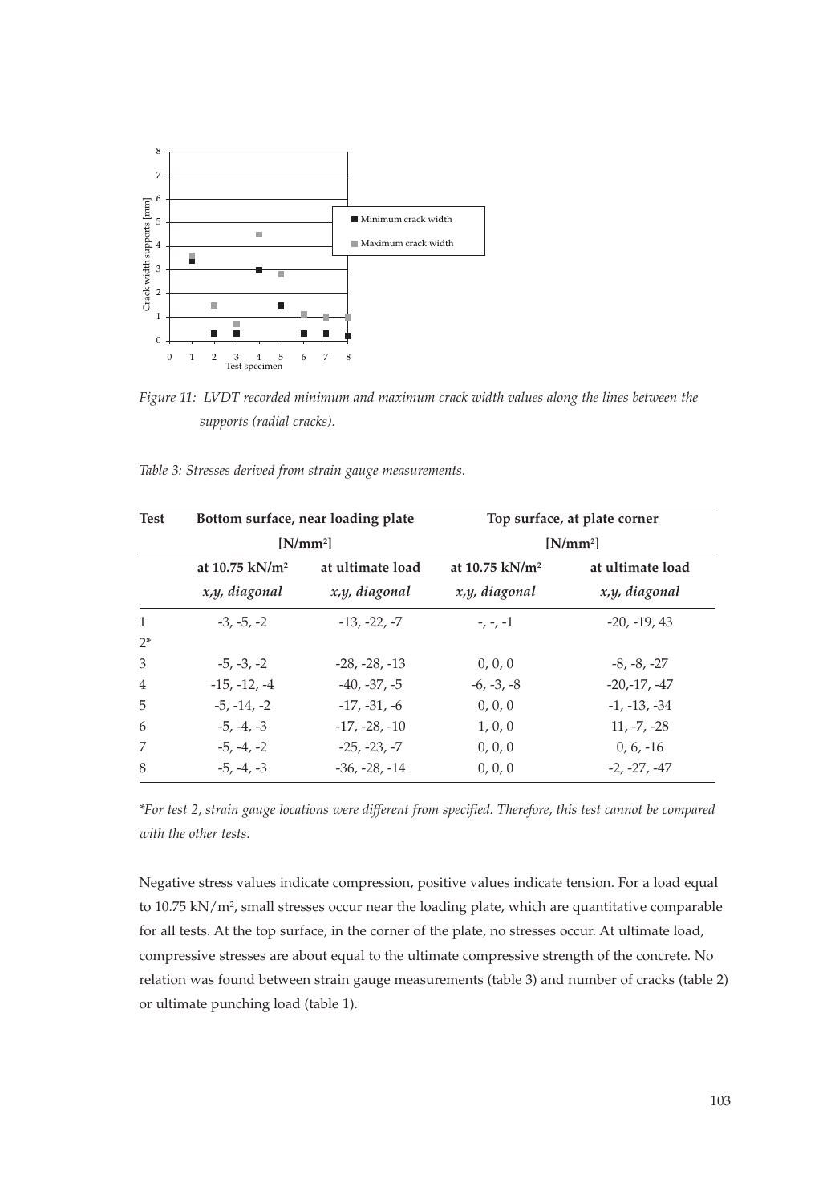8
7
6
5
4
3
2
1
0

Crack width supports [mm]

0 1 2 3 4 5 6 7 8

Test specimen

Minimum crack width

Maximum crack width

*Figure 11: LVDT recorded minimum and maximum crack width values along the lines between the supports (radial cracks).*

*Table 3: Stresses derived from strain gauge measurements.*

| **Test** | **Bottom surface, near loading plate [N/mm²]** | | **Top surface, at plate corner [N/mm²]** | |
|---|---|---|---|---|
| | **at 10.75 kN/m²** *x,y, diagonal* | **at ultimate load** *x,y, diagonal* | **at 10.75 kN/m²** *x,y, diagonal* | **at ultimate load** *x,y, diagonal* |
| 1 | -3, -5, -2 | -13, -22, -7 | -, -, -1 | -20, -19, 43 |
| 2* | | | | |
| 3 | -5, -3, -2 | -28, -28, -13 | 0, 0, 0 | -8, -8, -27 |
| 4 | -15, -12, -4 | -40, -37, -5 | -6, -3, -8 | -20,-17, -47 |
| 5 | -5, -14, -2 | -17, -31, -6 | 0, 0, 0 | -1, -13, -34 |
| 6 | -5, -4, -3 | -17, -28, -10 | 1, 0, 0 | 11, -7, -28 |
| 7 | -5, -4, -2 | -25, -23, -7 | 0, 0, 0 | 0, 6, -16 |
| 8 | -5, -4, -3 | -36, -28, -14 | 0, 0, 0 | -2, -27, -47 |

*\*For test 2, strain gauge locations were different from specified. Therefore, this test cannot be compared with the other tests.*

Negative stress values indicate compression, positive values indicate tension. For a load equal to 10.75 kN/m², small stresses occur near the loading plate, which are quantitative comparable for all tests. At the top surface, in the corner of the plate, no stresses occur. At ultimate load, compressive stresses are about equal to the ultimate compressive strength of the concrete. No relation was found between strain gauge measurements (table 3) and number of cracks (table 2) or ultimate punching load (table 1).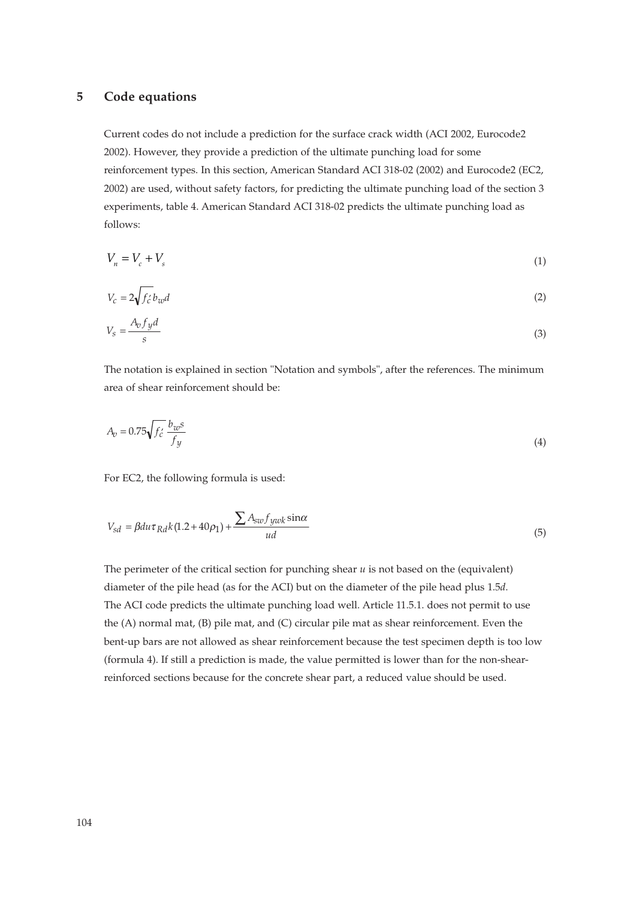## 5 Code equations

Current codes do not include a prediction for the surface crack width (ACI 2002, Eurocode2 2002). However, they provide a prediction of the ultimate punching load for some reinforcement types. In this section, American Standard ACI 318-02 (2002) and Eurocode2 (EC2, 2002) are used, without safety factors, for predicting the ultimate punching load of the section 3 experiments, table 4. American Standard ACI 318-02 predicts the ultimate punching load as follows:

$$V_n = V_c + V_s \tag{1}$$

$$V_c = 2\sqrt{f_c'}\, b_w d \tag{2}$$

$$V_s = \frac{A_v f_y d}{s} \tag{3}$$

The notation is explained in section "Notation and symbols", after the references. The minimum area of shear reinforcement should be:

$$A_v = 0.75\sqrt{f_c'}\,\frac{b_w s}{f_y} \tag{4}$$

For EC2, the following formula is used:

$$V_{sd} = \beta d u \tau_{Rd} k (1.2 + 40\rho_1) + \frac{\sum A_{sw} f_{ywk} \sin\alpha}{ud} \tag{5}$$

The perimeter of the critical section for punching shear $u$ is not based on the (equivalent) diameter of the pile head (as for the ACI) but on the diameter of the pile head plus 1.5$d$.
The ACI code predicts the ultimate punching load well. Article 11.5.1. does not permit to use the (A) normal mat, (B) pile mat, and (C) circular pile mat as shear reinforcement. Even the bent-up bars are not allowed as shear reinforcement because the test specimen depth is too low (formula 4). If still a prediction is made, the value permitted is lower than for the non-shear-reinforced sections because for the concrete shear part, a reduced value should be used.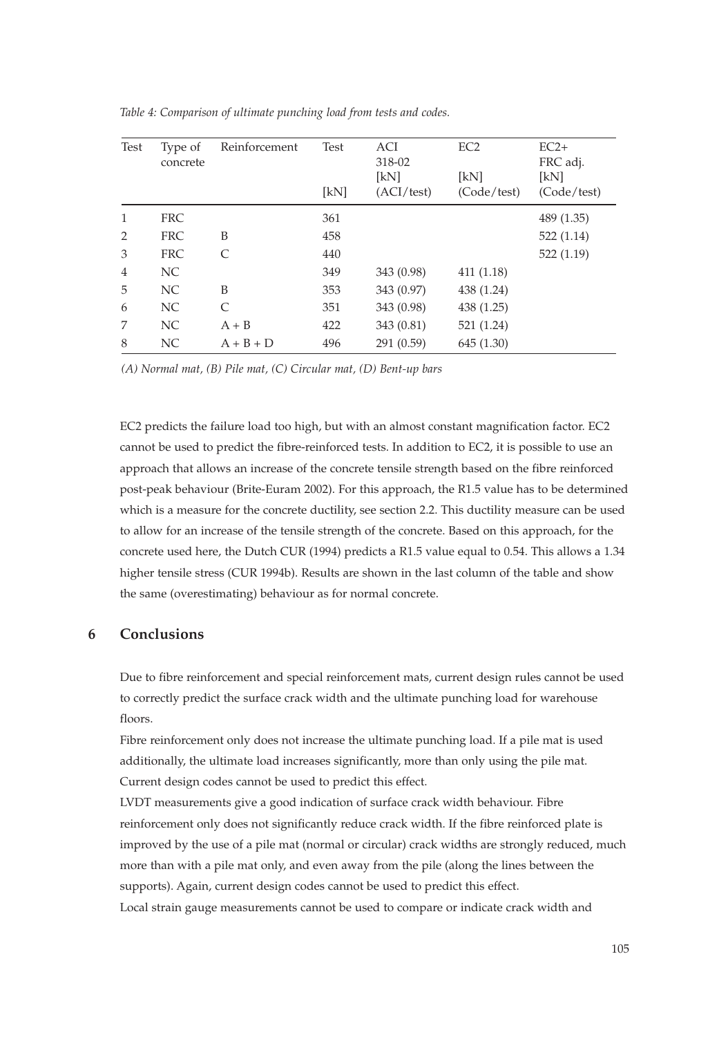*Table 4: Comparison of ultimate punching load from tests and codes.*

| Test | Type of concrete | Reinforcement | Test<br><br>[kN] | ACI 318-02 [kN]<br>(ACI/test) | EC2<br><br>[kN]<br>(Code/test) | EC2+ FRC adj.<br>[kN]<br>(Code/test) |
|---|---|---|---|---|---|---|
| 1 | FRC | | 361 | | | 489 (1.35) |
| 2 | FRC | B | 458 | | | 522 (1.14) |
| 3 | FRC | C | 440 | | | 522 (1.19) |
| 4 | NC | | 349 | 343 (0.98) | 411 (1.18) | |
| 5 | NC | B | 353 | 343 (0.97) | 438 (1.24) | |
| 6 | NC | C | 351 | 343 (0.98) | 438 (1.25) | |
| 7 | NC | A + B | 422 | 343 (0.81) | 521 (1.24) | |
| 8 | NC | A + B + D | 496 | 291 (0.59) | 645 (1.30) | |

*(A) Normal mat, (B) Pile mat, (C) Circular mat, (D) Bent-up bars*

EC2 predicts the failure load too high, but with an almost constant magnification factor. EC2 cannot be used to predict the fibre-reinforced tests. In addition to EC2, it is possible to use an approach that allows an increase of the concrete tensile strength based on the fibre reinforced post-peak behaviour (Brite-Euram 2002). For this approach, the R1.5 value has to be determined which is a measure for the concrete ductility, see section 2.2. This ductility measure can be used to allow for an increase of the tensile strength of the concrete. Based on this approach, for the concrete used here, the Dutch CUR (1994) predicts a R1.5 value equal to 0.54. This allows a 1.34 higher tensile stress (CUR 1994b). Results are shown in the last column of the table and show the same (overestimating) behaviour as for normal concrete.

## 6 Conclusions

Due to fibre reinforcement and special reinforcement mats, current design rules cannot be used to correctly predict the surface crack width and the ultimate punching load for warehouse floors.

Fibre reinforcement only does not increase the ultimate punching load. If a pile mat is used additionally, the ultimate load increases significantly, more than only using the pile mat. Current design codes cannot be used to predict this effect.

LVDT measurements give a good indication of surface crack width behaviour. Fibre reinforcement only does not significantly reduce crack width. If the fibre reinforced plate is improved by the use of a pile mat (normal or circular) crack widths are strongly reduced, much more than with a pile mat only, and even away from the pile (along the lines between the supports). Again, current design codes cannot be used to predict this effect.

Local strain gauge measurements cannot be used to compare or indicate crack width and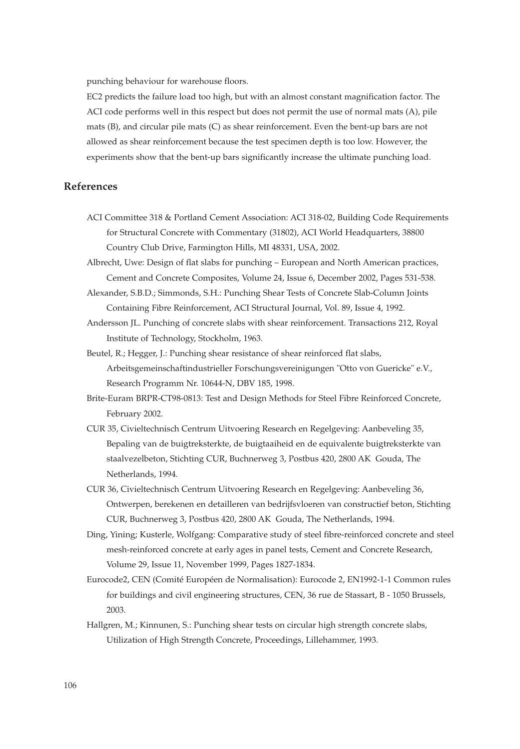punching behaviour for warehouse floors.

EC2 predicts the failure load too high, but with an almost constant magnification factor. The ACI code performs well in this respect but does not permit the use of normal mats (A), pile mats (B), and circular pile mats (C) as shear reinforcement. Even the bent-up bars are not allowed as shear reinforcement because the test specimen depth is too low. However, the experiments show that the bent-up bars significantly increase the ultimate punching load.

## References

ACI Committee 318 & Portland Cement Association: ACI 318-02, Building Code Requirements for Structural Concrete with Commentary (31802), ACI World Headquarters, 38800 Country Club Drive, Farmington Hills, MI 48331, USA, 2002.

Albrecht, Uwe: Design of flat slabs for punching – European and North American practices, Cement and Concrete Composites, Volume 24, Issue 6, December 2002, Pages 531-538.

Alexander, S.B.D.; Simmonds, S.H.: Punching Shear Tests of Concrete Slab-Column Joints Containing Fibre Reinforcement, ACI Structural Journal, Vol. 89, Issue 4, 1992.

Andersson JL. Punching of concrete slabs with shear reinforcement. Transactions 212, Royal Institute of Technology, Stockholm, 1963.

Beutel, R.; Hegger, J.: Punching shear resistance of shear reinforced flat slabs, Arbeitsgemeinschaftindustrieller Forschungsvereinigungen "Otto von Guericke" e.V., Research Programm Nr. 10644-N, DBV 185, 1998.

Brite-Euram BRPR-CT98-0813: Test and Design Methods for Steel Fibre Reinforced Concrete, February 2002.

CUR 35, Civieltechnisch Centrum Uitvoering Research en Regelgeving: Aanbeveling 35, Bepaling van de buigtreksterkte, de buigtaaiheid en de equivalente buigtreksterkte van staalvezelbeton, Stichting CUR, Buchnerweg 3, Postbus 420, 2800 AK Gouda, The Netherlands, 1994.

CUR 36, Civieltechnisch Centrum Uitvoering Research en Regelgeving: Aanbeveling 36, Ontwerpen, berekenen en detailleren van bedrijfsvloeren van constructief beton, Stichting CUR, Buchnerweg 3, Postbus 420, 2800 AK Gouda, The Netherlands, 1994.

Ding, Yining; Kusterle, Wolfgang: Comparative study of steel fibre-reinforced concrete and steel mesh-reinforced concrete at early ages in panel tests, Cement and Concrete Research, Volume 29, Issue 11, November 1999, Pages 1827-1834.

Eurocode2, CEN (Comité Européen de Normalisation): Eurocode 2, EN1992-1-1 Common rules for buildings and civil engineering structures, CEN, 36 rue de Stassart, B - 1050 Brussels, 2003.

Hallgren, M.; Kinnunen, S.: Punching shear tests on circular high strength concrete slabs, Utilization of High Strength Concrete, Proceedings, Lillehammer, 1993.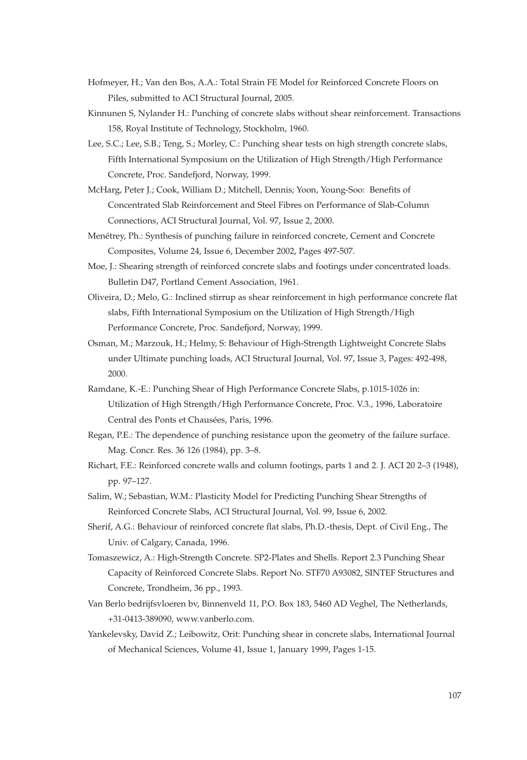Hofmeyer, H.; Van den Bos, A.A.: Total Strain FE Model for Reinforced Concrete Floors on Piles, submitted to ACI Structural Journal, 2005.

Kinnunen S, Nylander H.: Punching of concrete slabs without shear reinforcement. Transactions 158, Royal Institute of Technology, Stockholm, 1960.

Lee, S.C.; Lee, S.B.; Teng, S.; Morley, C.: Punching shear tests on high strength concrete slabs, Fifth International Symposium on the Utilization of High Strength/High Performance Concrete, Proc. Sandefjord, Norway, 1999.

McHarg, Peter J.; Cook, William D.; Mitchell, Dennis; Yoon, Young-Soo: Benefits of Concentrated Slab Reinforcement and Steel Fibres on Performance of Slab-Column Connections, ACI Structural Journal, Vol. 97, Issue 2, 2000.

Menétrey, Ph.: Synthesis of punching failure in reinforced concrete, Cement and Concrete Composites, Volume 24, Issue 6, December 2002, Pages 497-507.

Moe, J.: Shearing strength of reinforced concrete slabs and footings under concentrated loads. Bulletin D47, Portland Cement Association, 1961.

Oliveira, D.; Melo, G.: Inclined stirrup as shear reinforcement in high performance concrete flat slabs, Fifth International Symposium on the Utilization of High Strength/High Performance Concrete, Proc. Sandefjord, Norway, 1999.

Osman, M.; Marzouk, H.; Helmy, S: Behaviour of High-Strength Lightweight Concrete Slabs under Ultimate punching loads, ACI Structural Journal, Vol. 97, Issue 3, Pages: 492-498, 2000.

Ramdane, K.-E.: Punching Shear of High Performance Concrete Slabs, p.1015-1026 in: Utilization of High Strength/High Performance Concrete, Proc. V.3., 1996, Laboratoire Central des Ponts et Chausées, Paris, 1996.

Regan, P.E.: The dependence of punching resistance upon the geometry of the failure surface. Mag. Concr. Res. 36 126 (1984), pp. 3–8.

Richart, F.E.: Reinforced concrete walls and column footings, parts 1 and 2. J. ACI 20 2–3 (1948), pp. 97–127.

Salim, W.; Sebastian, W.M.: Plasticity Model for Predicting Punching Shear Strengths of Reinforced Concrete Slabs, ACI Structural Journal, Vol. 99, Issue 6, 2002.

Sherif, A.G.: Behaviour of reinforced concrete flat slabs, Ph.D.-thesis, Dept. of Civil Eng., The Univ. of Calgary, Canada, 1996.

Tomaszewicz, A.: High-Strength Concrete. SP2-Plates and Shells. Report 2.3 Punching Shear Capacity of Reinforced Concrete Slabs. Report No. STF70 A93082, SINTEF Structures and Concrete, Trondheim, 36 pp., 1993.

Van Berlo bedrijfsvloeren bv, Binnenveld 11, P.O. Box 183, 5460 AD Veghel, The Netherlands, +31-0413-389090, www.vanberlo.com.

Yankelevsky, David Z.; Leibowitz, Orit: Punching shear in concrete slabs, International Journal of Mechanical Sciences, Volume 41, Issue 1, January 1999, Pages 1-15.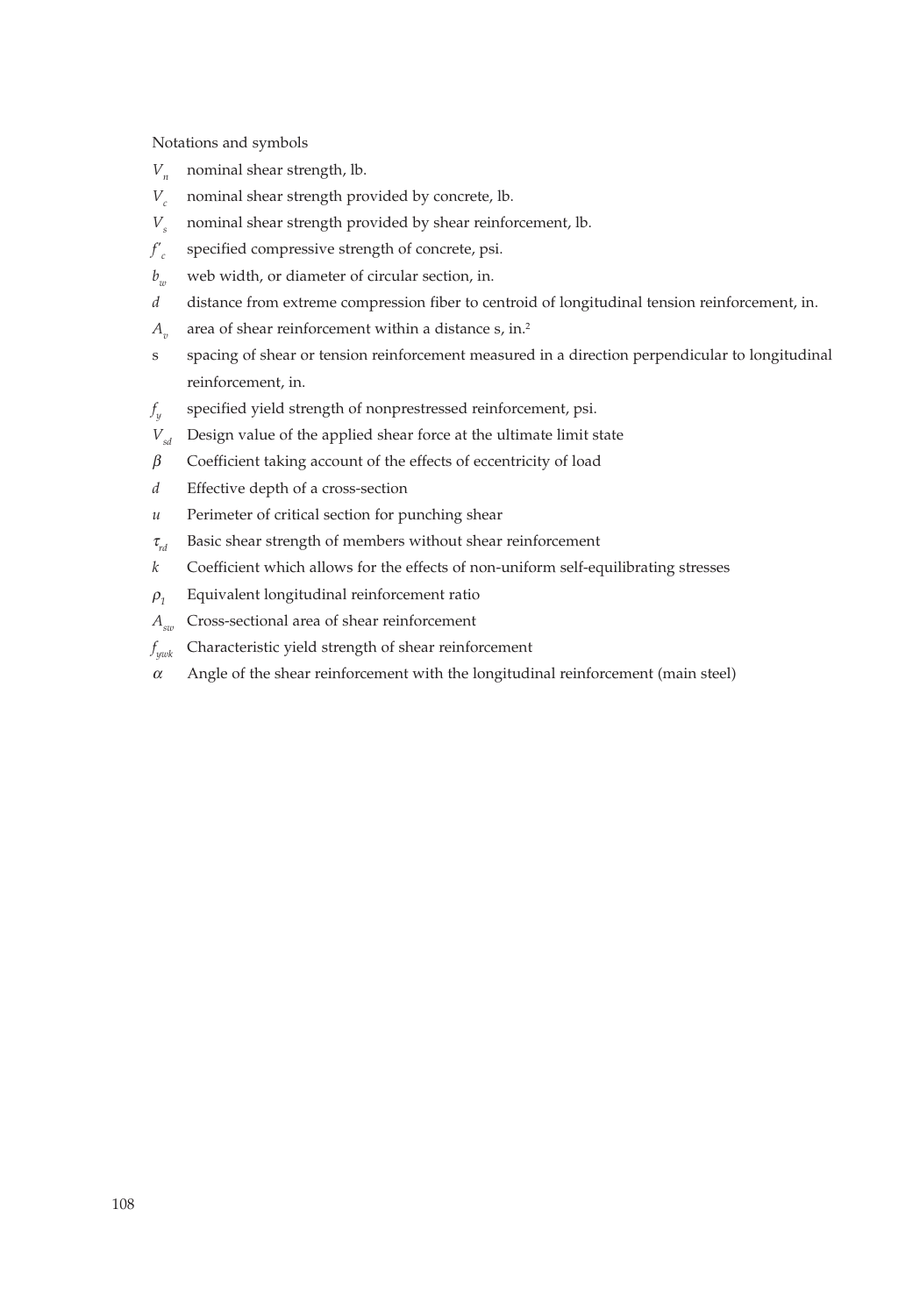Notations and symbols

$V_n$ nominal shear strength, lb.

$V_c$ nominal shear strength provided by concrete, lb.

$V_s$ nominal shear strength provided by shear reinforcement, lb.

$f'_c$ specified compressive strength of concrete, psi.

$b_w$ web width, or diameter of circular section, in.

$d$ distance from extreme compression fiber to centroid of longitudinal tension reinforcement, in.

$A_v$ area of shear reinforcement within a distance s, in.$^2$

s spacing of shear or tension reinforcement measured in a direction perpendicular to longitudinal reinforcement, in.

$f_y$ specified yield strength of nonprestressed reinforcement, psi.

$V_{sd}$ Design value of the applied shear force at the ultimate limit state

$\beta$ Coefficient taking account of the effects of eccentricity of load

$d$ Effective depth of a cross-section

$u$ Perimeter of critical section for punching shear

$\tau_{rd}$ Basic shear strength of members without shear reinforcement

$k$ Coefficient which allows for the effects of non-uniform self-equilibrating stresses

$\rho_1$ Equivalent longitudinal reinforcement ratio

$A_{sw}$ Cross-sectional area of shear reinforcement

$f_{ywk}$ Characteristic yield strength of shear reinforcement

$\alpha$ Angle of the shear reinforcement with the longitudinal reinforcement (main steel)